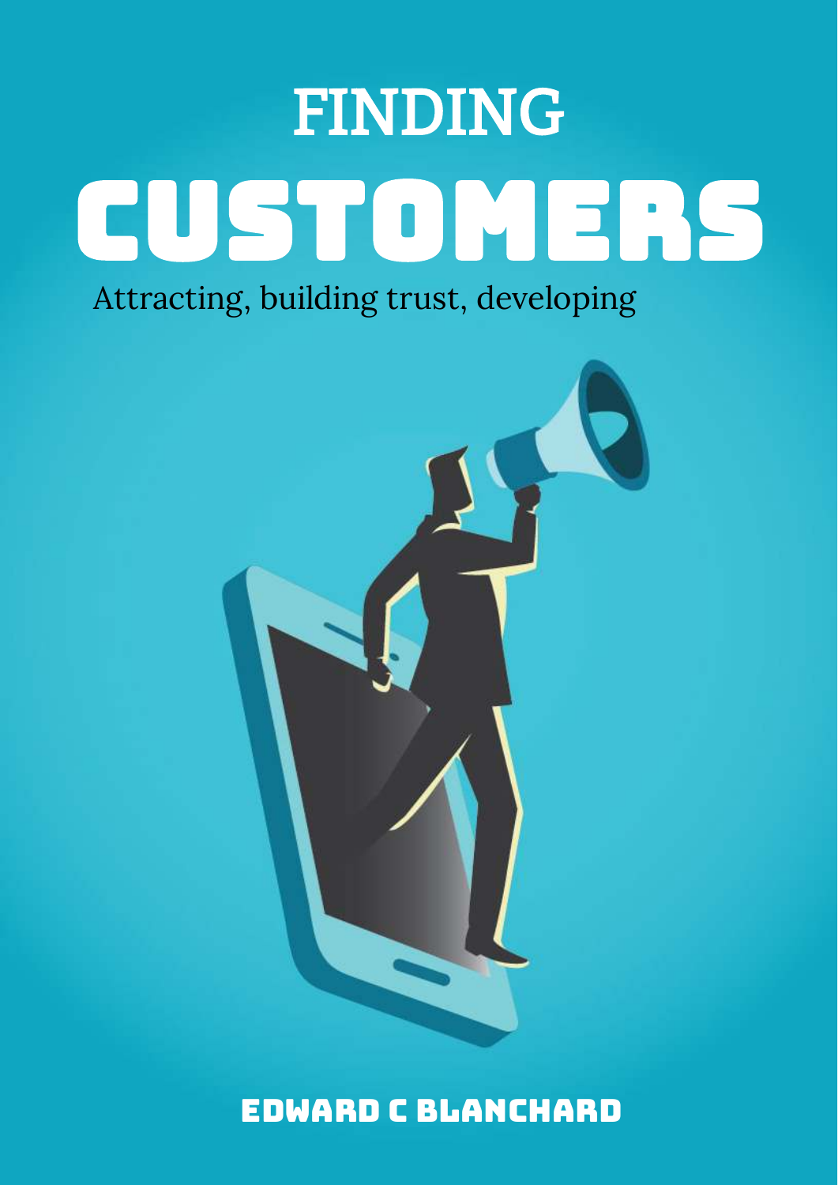# FINDING CUSTOMERS

Attracting, building trust, developing

EDWARD C BLANCHARD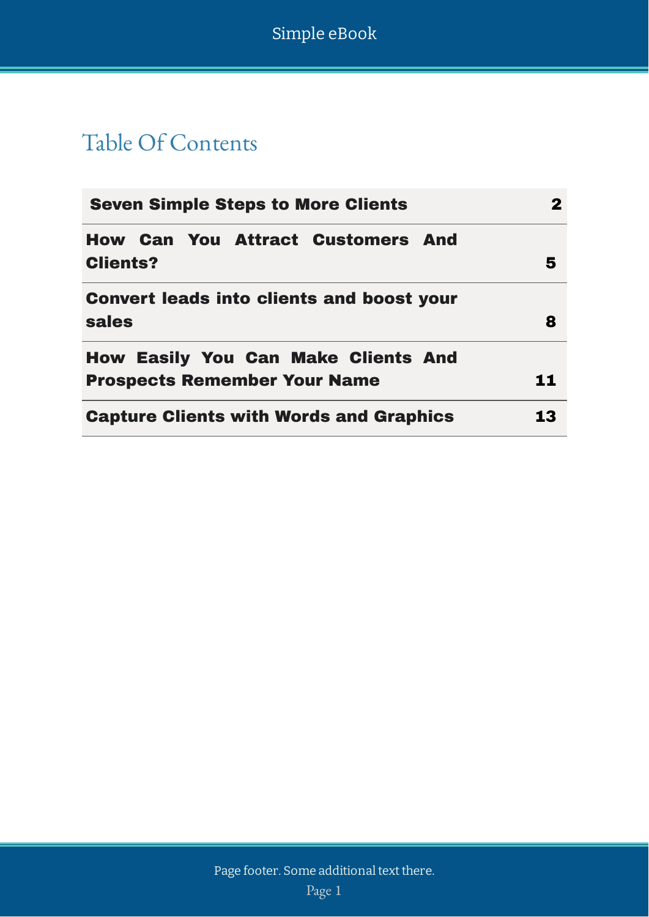## Table Of Contents

| | |
|---|---|
| **Seven Simple Steps to More Clients** | **2** |
| **How Can You Attract Customers And Clients?** | **5** |
| **Convert leads into clients and boost your sales** | **8** |
| **How Easily You Can Make Clients And Prospects Remember Your Name** | **11** |
| **Capture Clients with Words and Graphics** | **13** |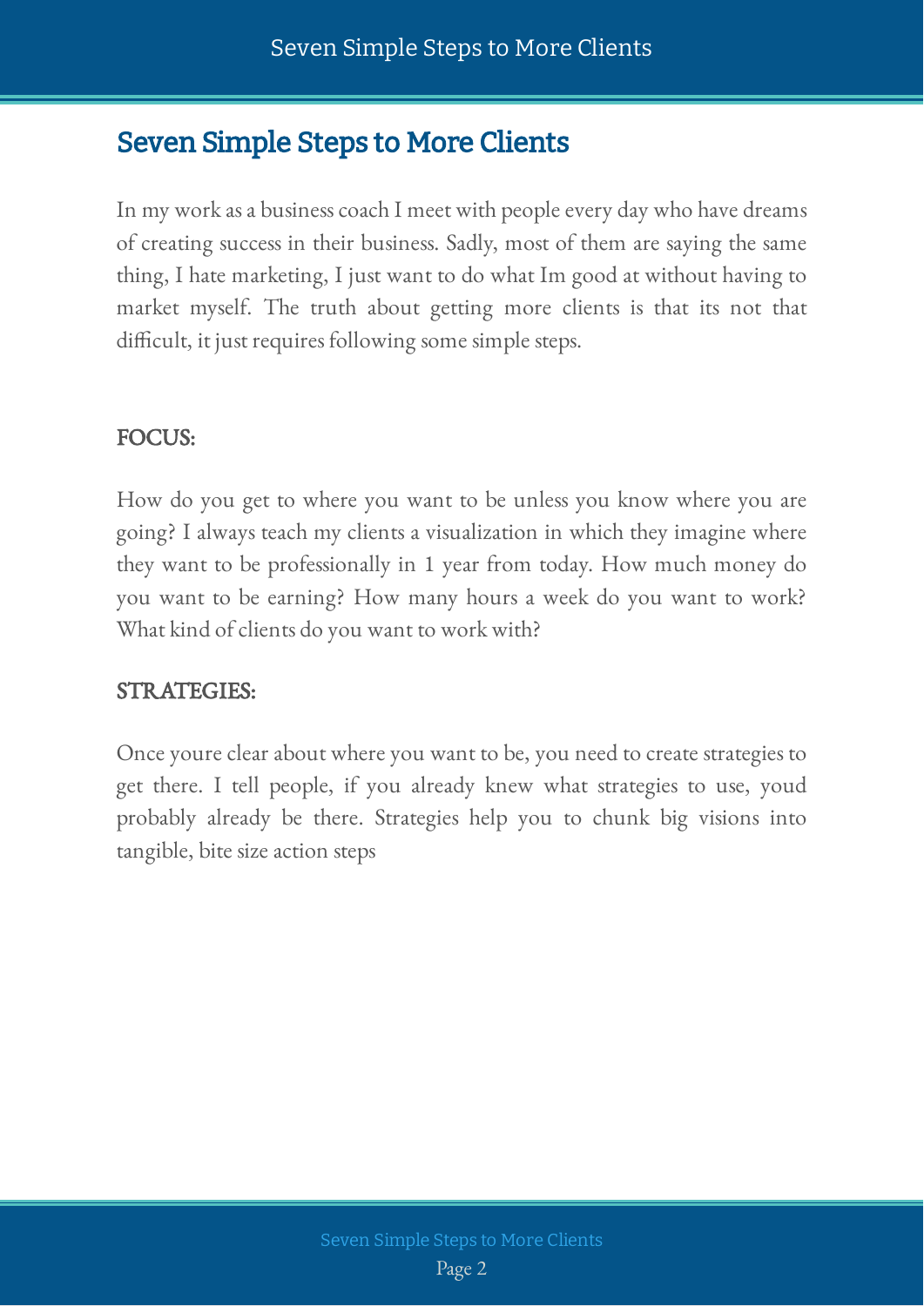# Seven Simple Steps to More Clients

In my work as a business coach I meet with people every day who have dreams of creating success in their business. Sadly, most of them are saying the same thing, I hate marketing, I just want to do what Im good at without having to market myself. The truth about getting more clients is that its not that difficult, it just requires following some simple steps.

## FOCUS:

How do you get to where you want to be unless you know where you are going? I always teach my clients a visualization in which they imagine where they want to be professionally in 1 year from today. How much money do you want to be earning? How many hours a week do you want to work? What kind of clients do you want to work with?

## STRATEGIES:

Once youre clear about where you want to be, you need to create strategies to get there. I tell people, if you already knew what strategies to use, youd probably already be there. Strategies help you to chunk big visions into tangible, bite size action steps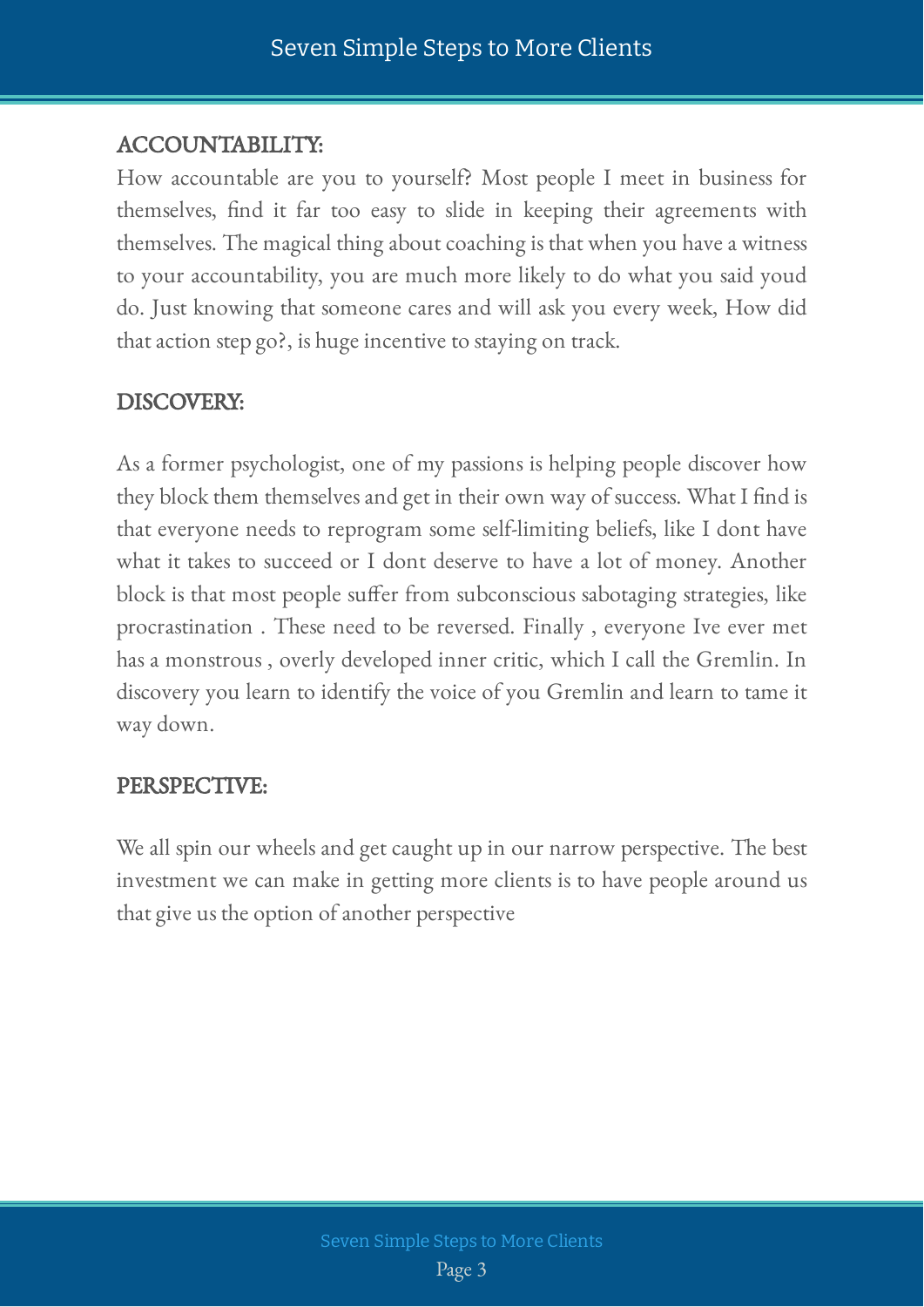## ACCOUNTABILITY:

How accountable are you to yourself? Most people I meet in business for themselves, find it far too easy to slide in keeping their agreements with themselves. The magical thing about coaching is that when you have a witness to your accountability, you are much more likely to do what you said youd do. Just knowing that someone cares and will ask you every week, How did that action step go?, is huge incentive to staying on track.

## DISCOVERY:

As a former psychologist, one of my passions is helping people discover how they block them themselves and get in their own way of success. What I find is that everyone needs to reprogram some self-limiting beliefs, like I dont have what it takes to succeed or I dont deserve to have a lot of money. Another block is that most people suffer from subconscious sabotaging strategies, like procrastination . These need to be reversed. Finally , everyone Ive ever met has a monstrous , overly developed inner critic, which I call the Gremlin. In discovery you learn to identify the voice of you Gremlin and learn to tame it way down.

## PERSPECTIVE:

We all spin our wheels and get caught up in our narrow perspective. The best investment we can make in getting more clients is to have people around us that give us the option of another perspective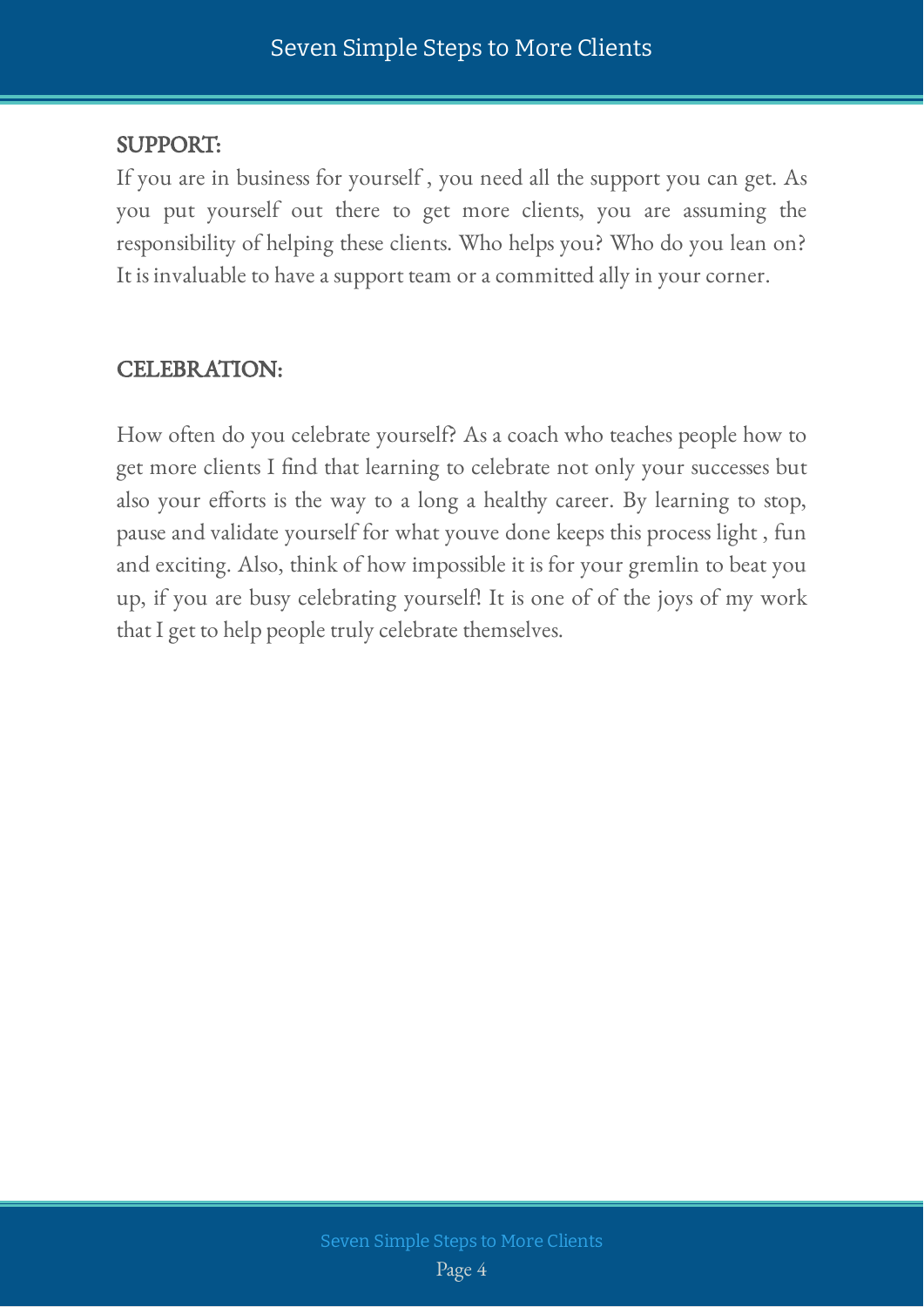## SUPPORT:

If you are in business for yourself , you need all the support you can get. As you put yourself out there to get more clients, you are assuming the responsibility of helping these clients. Who helps you? Who do you lean on? It is invaluable to have a support team or a committed ally in your corner.

## CELEBRATION:

How often do you celebrate yourself? As a coach who teaches people how to get more clients I find that learning to celebrate not only your successes but also your efforts is the way to a long a healthy career. By learning to stop, pause and validate yourself for what youve done keeps this process light , fun and exciting. Also, think of how impossible it is for your gremlin to beat you up, if you are busy celebrating yourself! It is one of of the joys of my work that I get to help people truly celebrate themselves.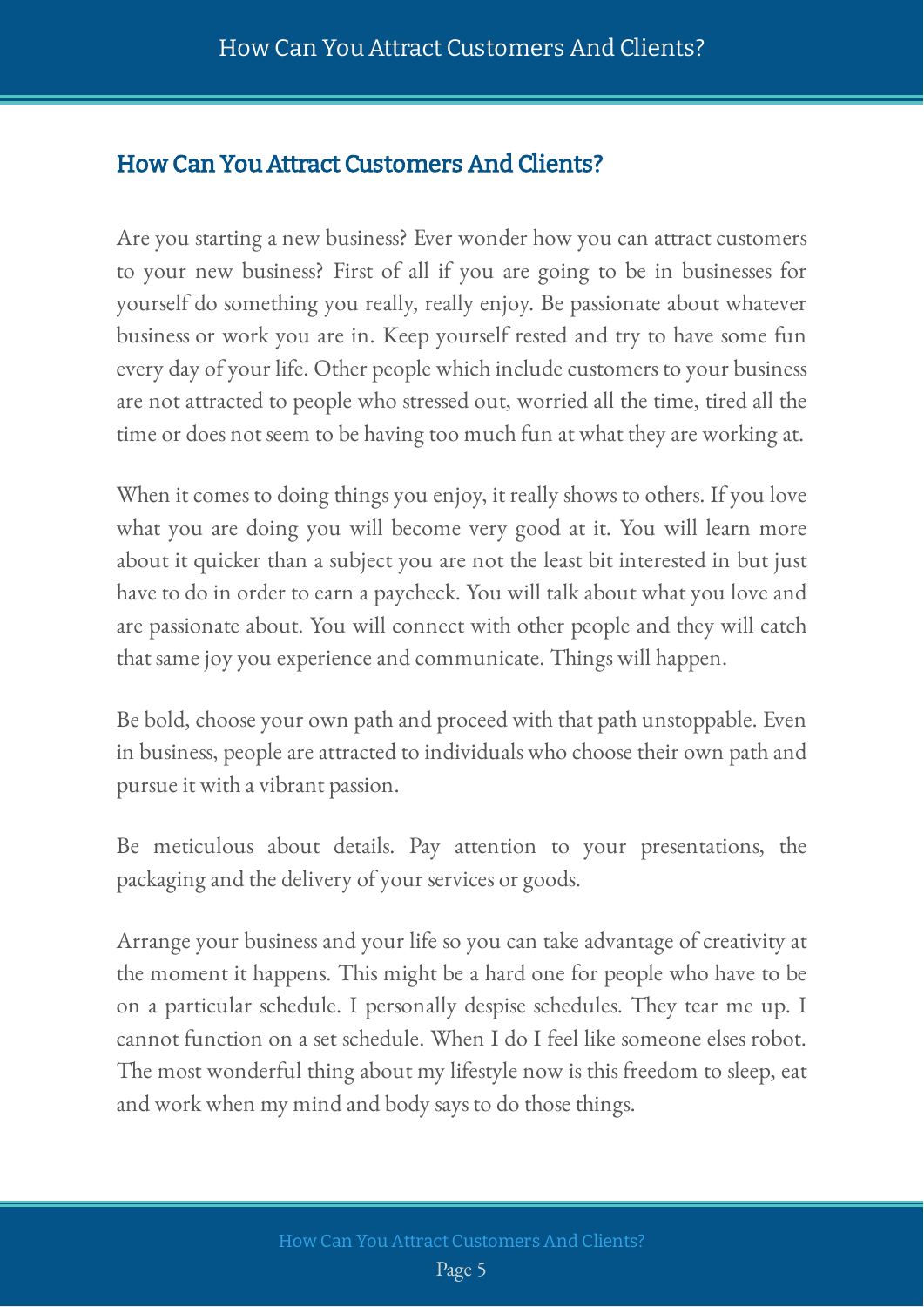## How Can You Attract Customers And Clients?

Are you starting a new business? Ever wonder how you can attract customers to your new business? First of all if you are going to be in businesses for yourself do something you really, really enjoy. Be passionate about whatever business or work you are in. Keep yourself rested and try to have some fun every day of your life. Other people which include customers to your business are not attracted to people who stressed out, worried all the time, tired all the time or does not seem to be having too much fun at what they are working at.

When it comes to doing things you enjoy, it really shows to others. If you love what you are doing you will become very good at it. You will learn more about it quicker than a subject you are not the least bit interested in but just have to do in order to earn a paycheck. You will talk about what you love and are passionate about. You will connect with other people and they will catch that same joy you experience and communicate. Things will happen.

Be bold, choose your own path and proceed with that path unstoppable. Even in business, people are attracted to individuals who choose their own path and pursue it with a vibrant passion.

Be meticulous about details. Pay attention to your presentations, the packaging and the delivery of your services or goods.

Arrange your business and your life so you can take advantage of creativity at the moment it happens. This might be a hard one for people who have to be on a particular schedule. I personally despise schedules. They tear me up. I cannot function on a set schedule. When I do I feel like someone elses robot. The most wonderful thing about my lifestyle now is this freedom to sleep, eat and work when my mind and body says to do those things.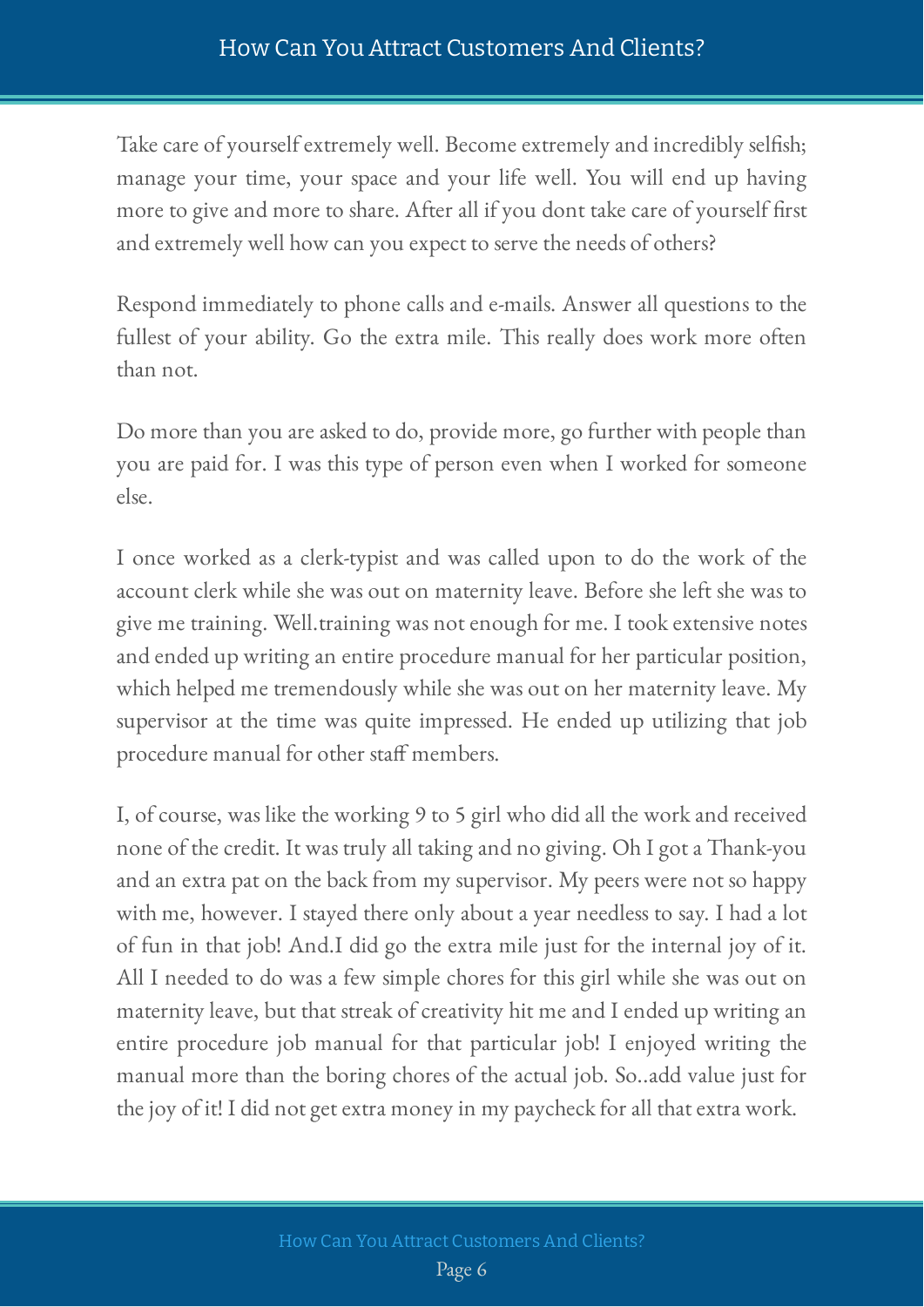Take care of yourself extremely well. Become extremely and incredibly selfish; manage your time, your space and your life well. You will end up having more to give and more to share. After all if you dont take care of yourself first and extremely well how can you expect to serve the needs of others?

Respond immediately to phone calls and e-mails. Answer all questions to the fullest of your ability. Go the extra mile. This really does work more often than not.

Do more than you are asked to do, provide more, go further with people than you are paid for. I was this type of person even when I worked for someone else.

I once worked as a clerk-typist and was called upon to do the work of the account clerk while she was out on maternity leave. Before she left she was to give me training. Well.training was not enough for me. I took extensive notes and ended up writing an entire procedure manual for her particular position, which helped me tremendously while she was out on her maternity leave. My supervisor at the time was quite impressed. He ended up utilizing that job procedure manual for other staff members.

I, of course, was like the working 9 to 5 girl who did all the work and received none of the credit. It was truly all taking and no giving. Oh I got a Thank-you and an extra pat on the back from my supervisor. My peers were not so happy with me, however. I stayed there only about a year needless to say. I had a lot of fun in that job! And.I did go the extra mile just for the internal joy of it. All I needed to do was a few simple chores for this girl while she was out on maternity leave, but that streak of creativity hit me and I ended up writing an entire procedure job manual for that particular job! I enjoyed writing the manual more than the boring chores of the actual job. So..add value just for the joy of it! I did not get extra money in my paycheck for all that extra work.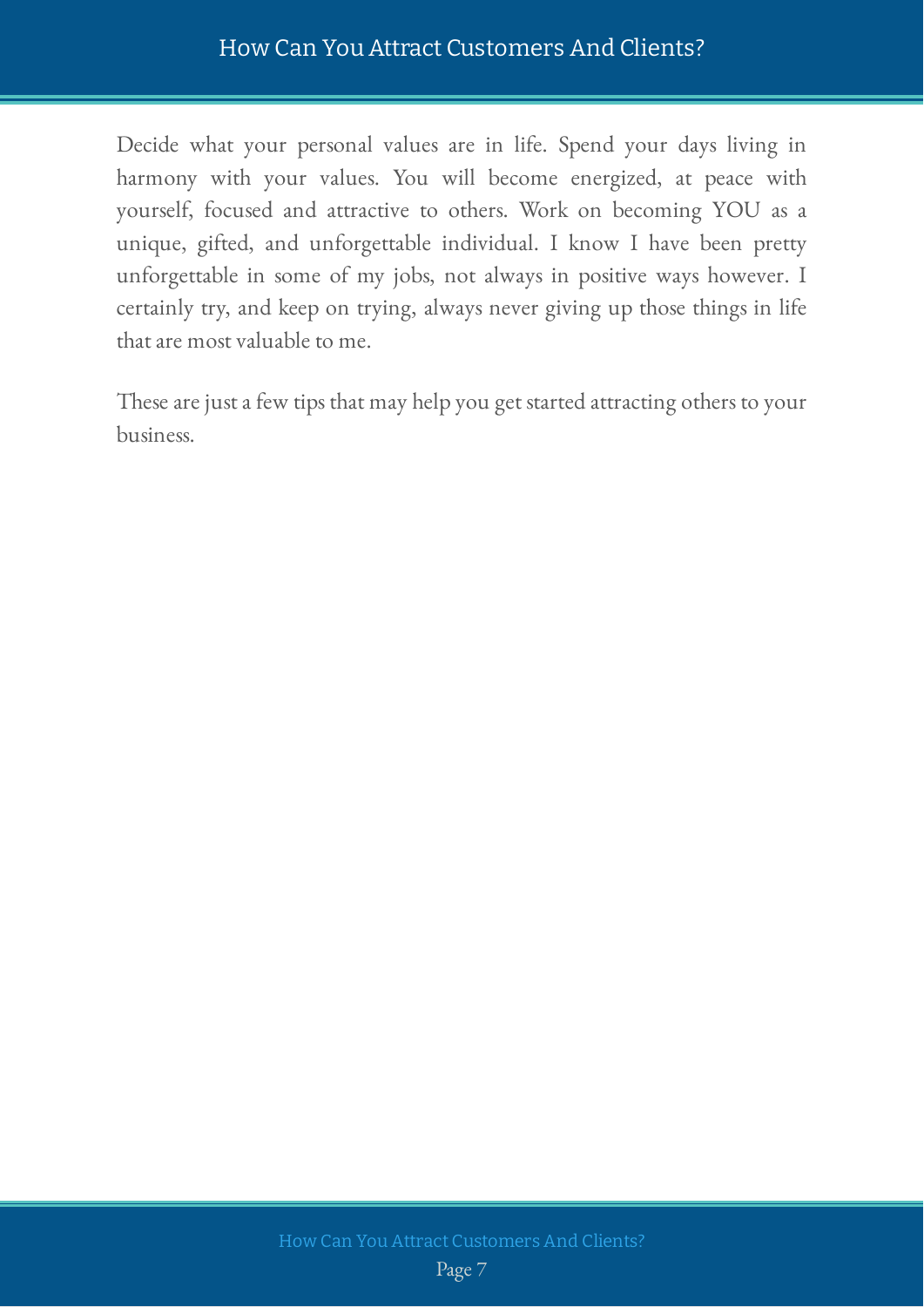Decide what your personal values are in life. Spend your days living in harmony with your values. You will become energized, at peace with yourself, focused and attractive to others. Work on becoming YOU as a unique, gifted, and unforgettable individual. I know I have been pretty unforgettable in some of my jobs, not always in positive ways however. I certainly try, and keep on trying, always never giving up those things in life that are most valuable to me.

These are just a few tips that may help you get started attracting others to your business.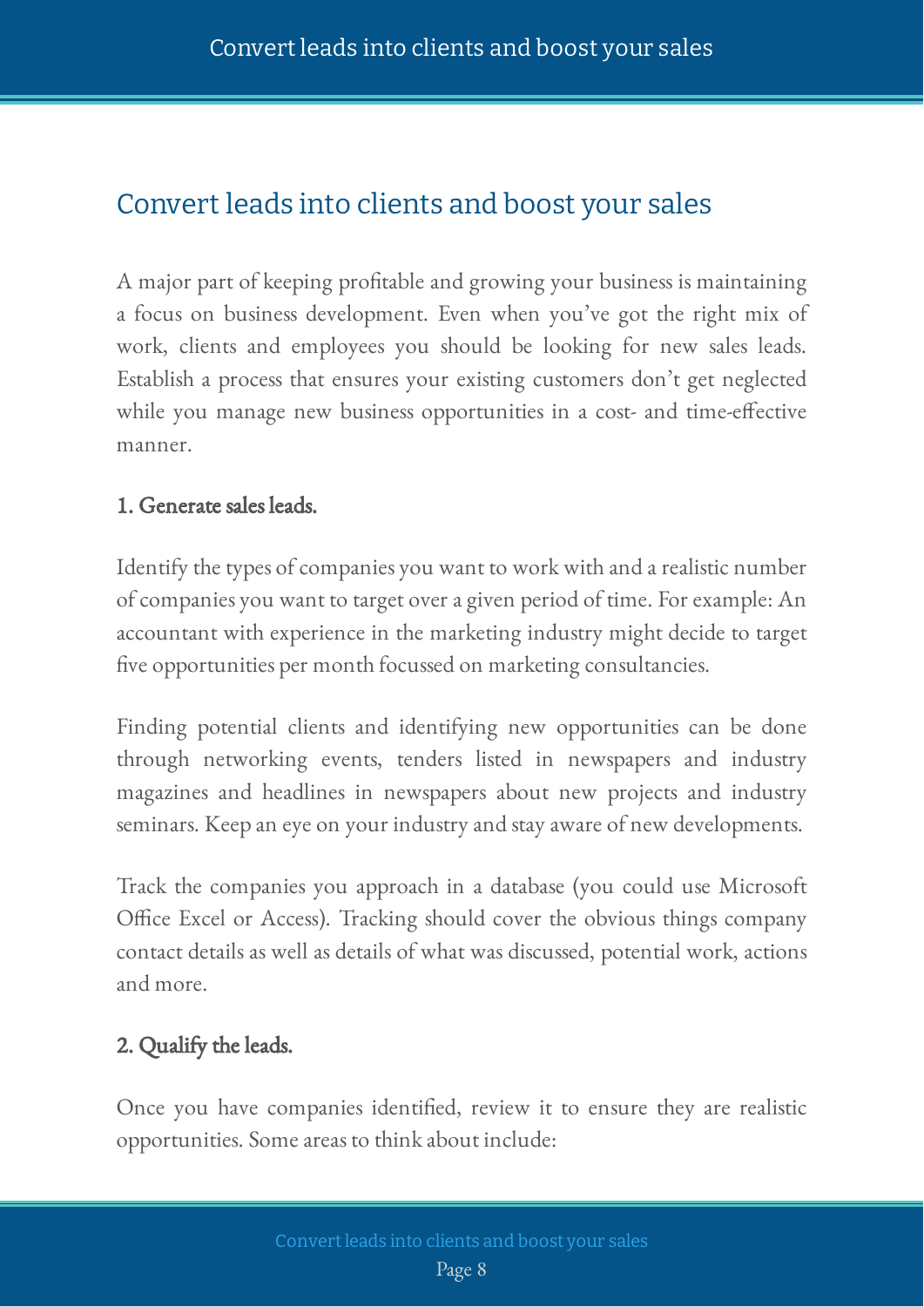# Convert leads into clients and boost your sales

A major part of keeping profitable and growing your business is maintaining a focus on business development. Even when you've got the right mix of work, clients and employees you should be looking for new sales leads. Establish a process that ensures your existing customers don't get neglected while you manage new business opportunities in a cost- and time-effective manner.

### 1. Generate sales leads.

Identify the types of companies you want to work with and a realistic number of companies you want to target over a given period of time. For example: An accountant with experience in the marketing industry might decide to target five opportunities per month focussed on marketing consultancies.

Finding potential clients and identifying new opportunities can be done through networking events, tenders listed in newspapers and industry magazines and headlines in newspapers about new projects and industry seminars. Keep an eye on your industry and stay aware of new developments.

Track the companies you approach in a database (you could use Microsoft Office Excel or Access). Tracking should cover the obvious things company contact details as well as details of what was discussed, potential work, actions and more.

### 2. Qualify the leads.

Once you have companies identified, review it to ensure they are realistic opportunities. Some areas to think about include: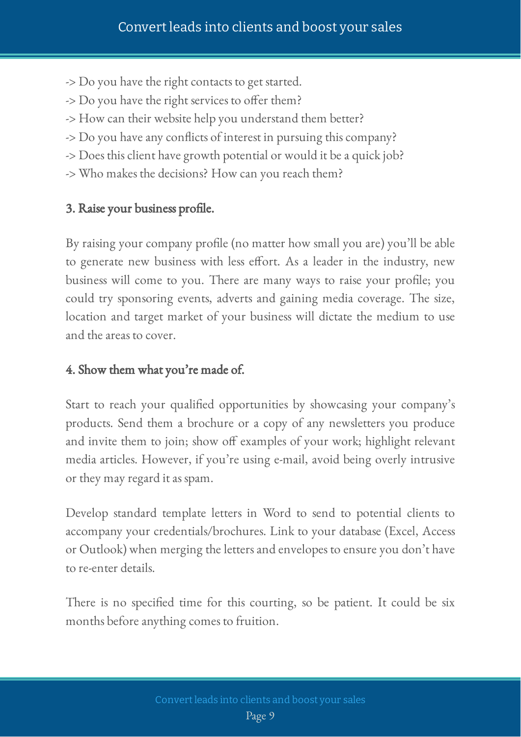-> Do you have the right contacts to get started.
-> Do you have the right services to offer them?
-> How can their website help you understand them better?
-> Do you have any conflicts of interest in pursuing this company?
-> Does this client have growth potential or would it be a quick job?
-> Who makes the decisions? How can you reach them?

### 3. Raise your business profile.

By raising your company profile (no matter how small you are) you'll be able to generate new business with less effort. As a leader in the industry, new business will come to you. There are many ways to raise your profile; you could try sponsoring events, adverts and gaining media coverage. The size, location and target market of your business will dictate the medium to use and the areas to cover.

### 4. Show them what you're made of.

Start to reach your qualified opportunities by showcasing your company's products. Send them a brochure or a copy of any newsletters you produce and invite them to join; show off examples of your work; highlight relevant media articles. However, if you're using e-mail, avoid being overly intrusive or they may regard it as spam.

Develop standard template letters in Word to send to potential clients to accompany your credentials/brochures. Link to your database (Excel, Access or Outlook) when merging the letters and envelopes to ensure you don't have to re-enter details.

There is no specified time for this courting, so be patient. It could be six months before anything comes to fruition.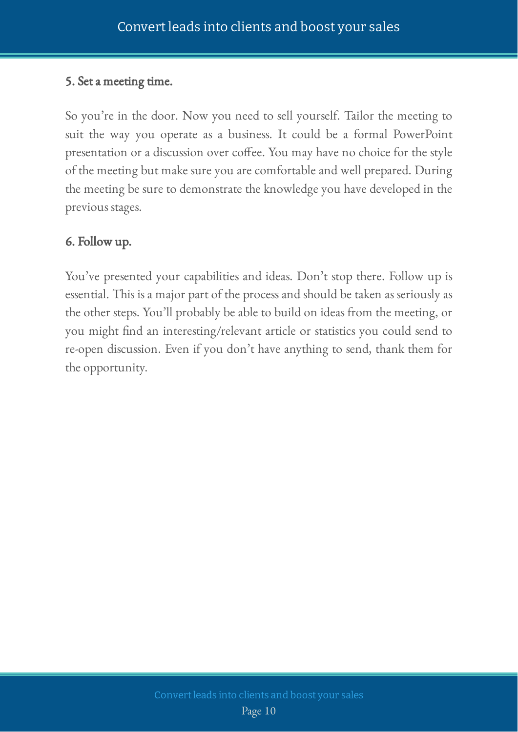### 5. Set a meeting time.

So you're in the door. Now you need to sell yourself. Tailor the meeting to suit the way you operate as a business. It could be a formal PowerPoint presentation or a discussion over coffee. You may have no choice for the style of the meeting but make sure you are comfortable and well prepared. During the meeting be sure to demonstrate the knowledge you have developed in the previous stages.

### 6. Follow up.

You've presented your capabilities and ideas. Don't stop there. Follow up is essential. This is a major part of the process and should be taken as seriously as the other steps. You'll probably be able to build on ideas from the meeting, or you might find an interesting/relevant article or statistics you could send to re-open discussion. Even if you don't have anything to send, thank them for the opportunity.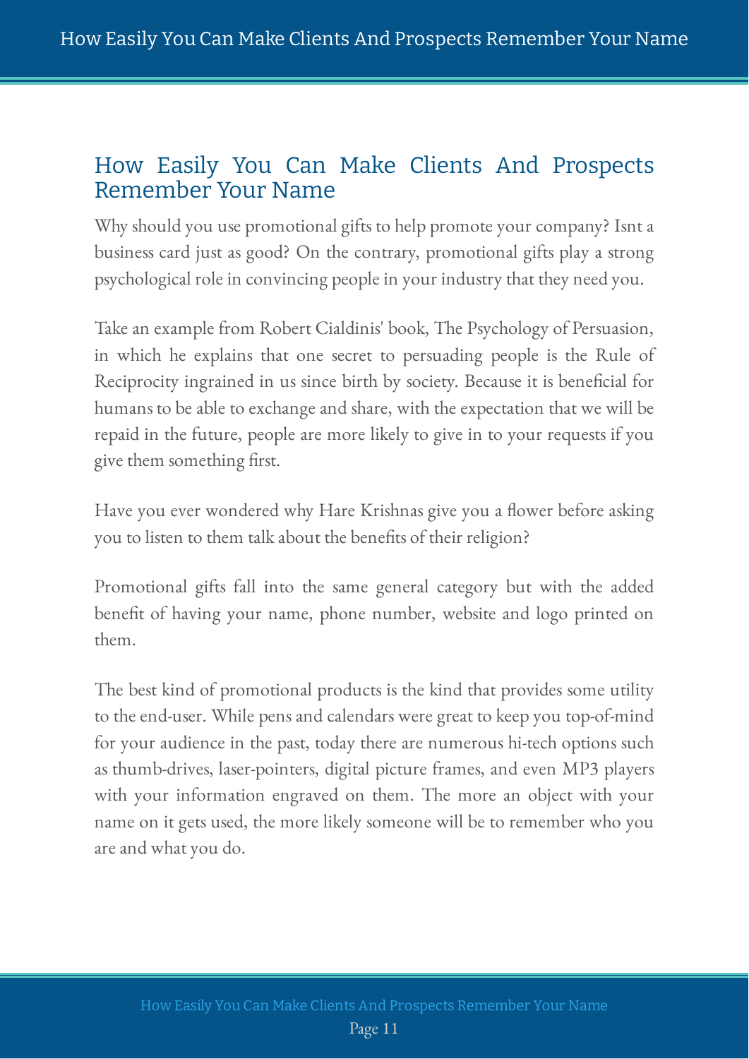## How Easily You Can Make Clients And Prospects Remember Your Name

Why should you use promotional gifts to help promote your company? Isnt a business card just as good? On the contrary, promotional gifts play a strong psychological role in convincing people in your industry that they need you.

Take an example from Robert Cialdinis' book, The Psychology of Persuasion, in which he explains that one secret to persuading people is the Rule of Reciprocity ingrained in us since birth by society. Because it is beneficial for humans to be able to exchange and share, with the expectation that we will be repaid in the future, people are more likely to give in to your requests if you give them something first.

Have you ever wondered why Hare Krishnas give you a flower before asking you to listen to them talk about the benefits of their religion?

Promotional gifts fall into the same general category but with the added benefit of having your name, phone number, website and logo printed on them.

The best kind of promotional products is the kind that provides some utility to the end-user. While pens and calendars were great to keep you top-of-mind for your audience in the past, today there are numerous hi-tech options such as thumb-drives, laser-pointers, digital picture frames, and even MP3 players with your information engraved on them. The more an object with your name on it gets used, the more likely someone will be to remember who you are and what you do.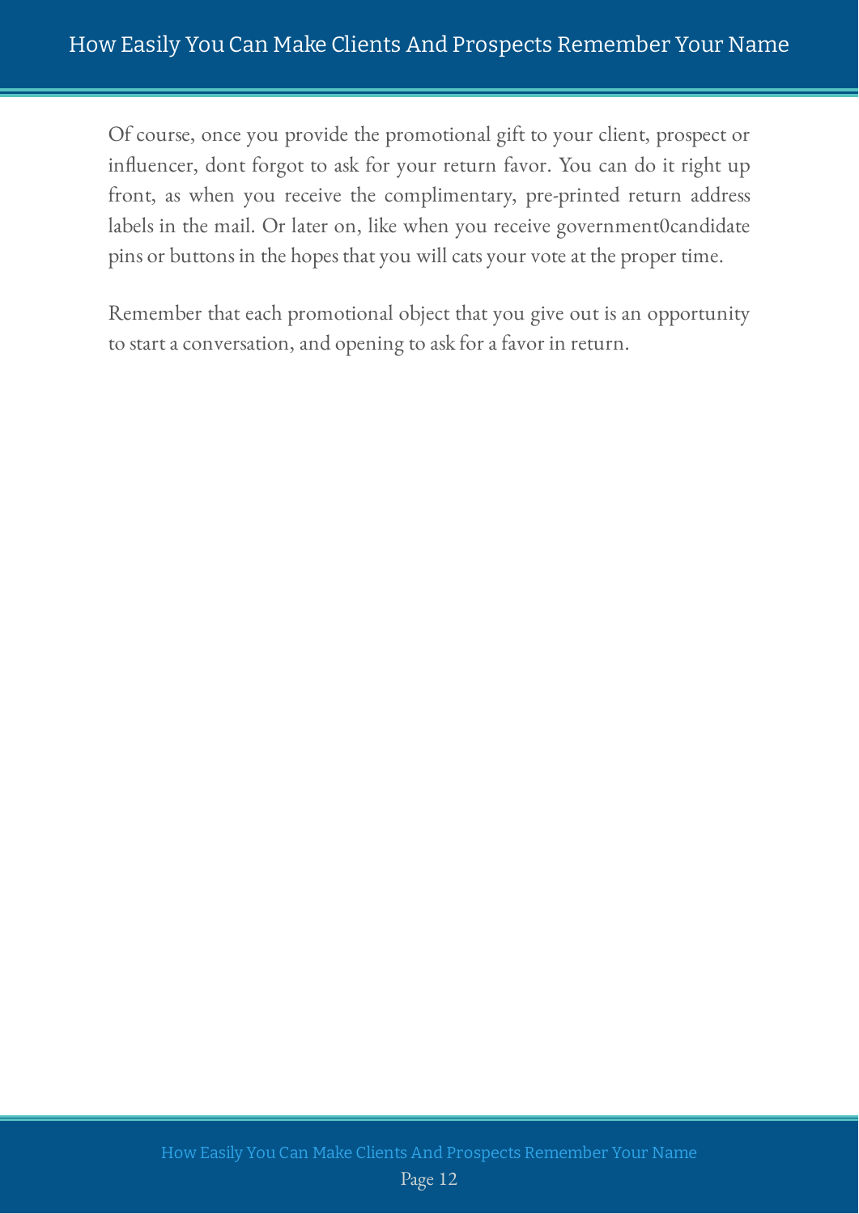Of course, once you provide the promotional gift to your client, prospect or influencer, dont forgot to ask for your return favor. You can do it right up front, as when you receive the complimentary, pre-printed return address labels in the mail. Or later on, like when you receive government0candidate pins or buttons in the hopes that you will cats your vote at the proper time.

Remember that each promotional object that you give out is an opportunity to start a conversation, and opening to ask for a favor in return.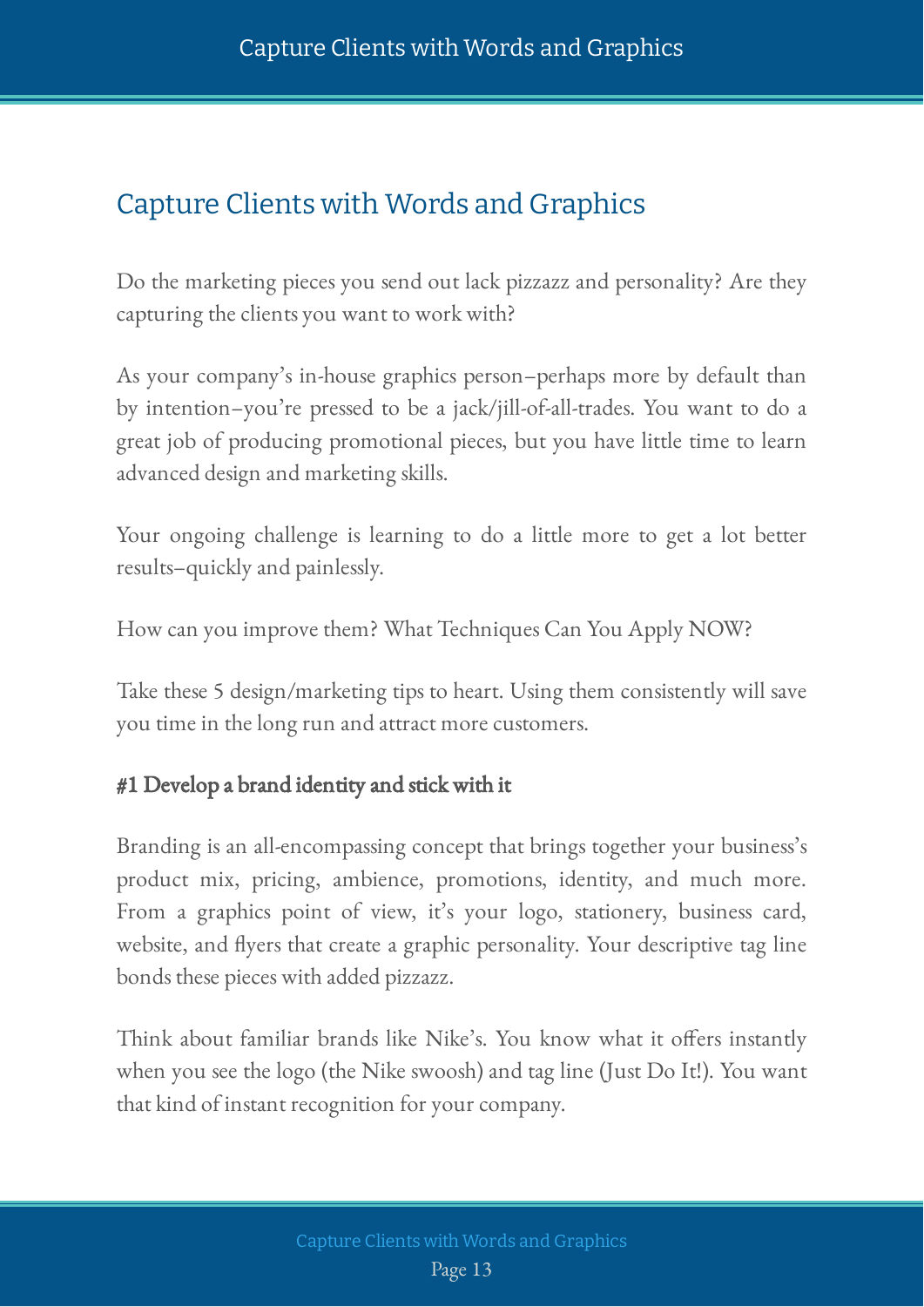# Capture Clients with Words and Graphics

Do the marketing pieces you send out lack pizzazz and personality? Are they capturing the clients you want to work with?

As your company's in-house graphics person–perhaps more by default than by intention–you're pressed to be a jack/jill-of-all-trades. You want to do a great job of producing promotional pieces, but you have little time to learn advanced design and marketing skills.

Your ongoing challenge is learning to do a little more to get a lot better results–quickly and painlessly.

How can you improve them? What Techniques Can You Apply NOW?

Take these 5 design/marketing tips to heart. Using them consistently will save you time in the long run and attract more customers.

**#1 Develop a brand identity and stick with it**

Branding is an all-encompassing concept that brings together your business's product mix, pricing, ambience, promotions, identity, and much more. From a graphics point of view, it's your logo, stationery, business card, website, and flyers that create a graphic personality. Your descriptive tag line bonds these pieces with added pizzazz.

Think about familiar brands like Nike's. You know what it offers instantly when you see the logo (the Nike swoosh) and tag line (Just Do It!). You want that kind of instant recognition for your company.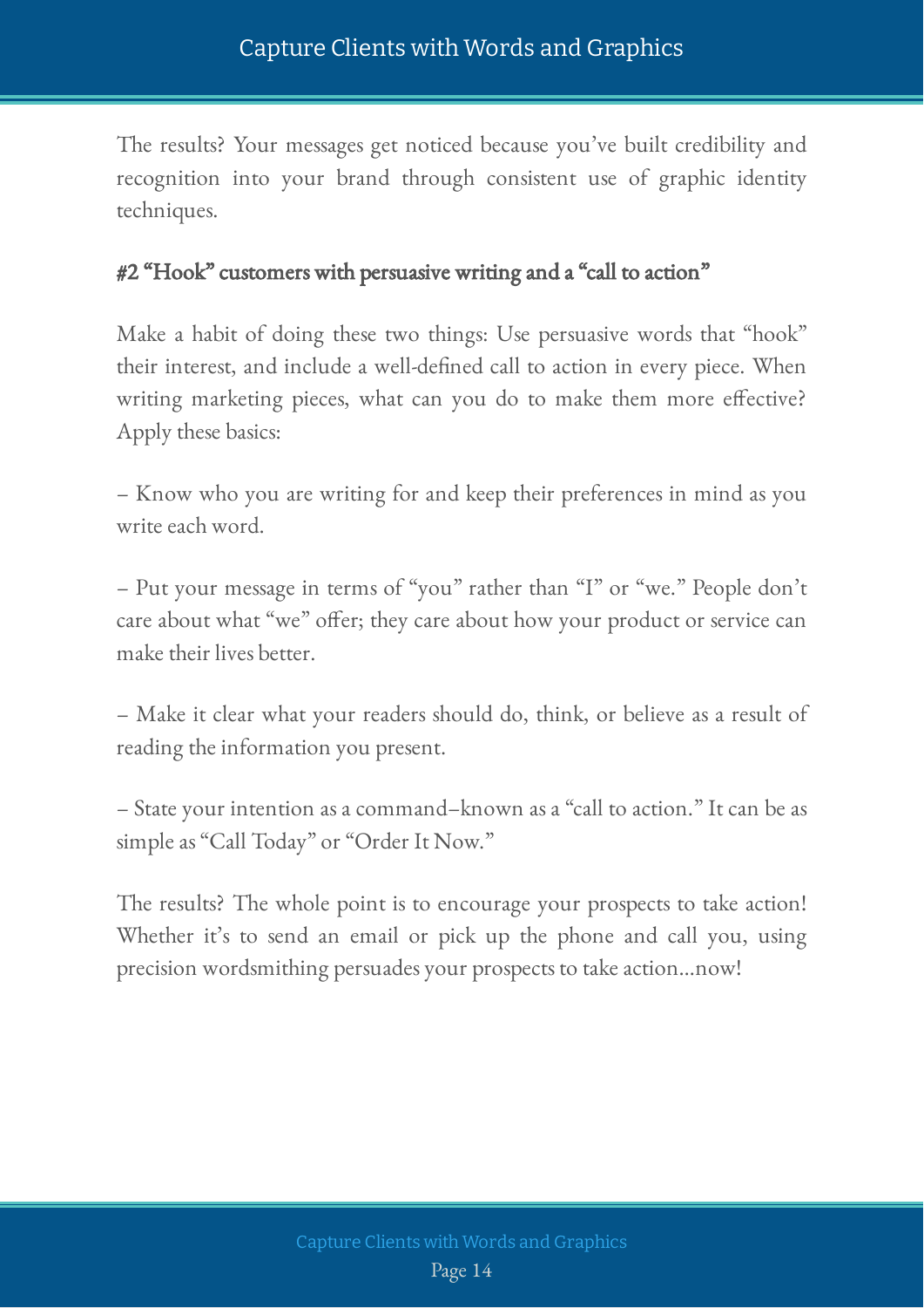The results? Your messages get noticed because you've built credibility and recognition into your brand through consistent use of graphic identity techniques.

### #2 "Hook" customers with persuasive writing and a "call to action"

Make a habit of doing these two things: Use persuasive words that "hook" their interest, and include a well-defined call to action in every piece. When writing marketing pieces, what can you do to make them more effective? Apply these basics:

– Know who you are writing for and keep their preferences in mind as you write each word.

– Put your message in terms of "you" rather than "I" or "we." People don't care about what "we" offer; they care about how your product or service can make their lives better.

– Make it clear what your readers should do, think, or believe as a result of reading the information you present.

– State your intention as a command–known as a "call to action." It can be as simple as "Call Today" or "Order It Now."

The results? The whole point is to encourage your prospects to take action! Whether it's to send an email or pick up the phone and call you, using precision wordsmithing persuades your prospects to take action…now!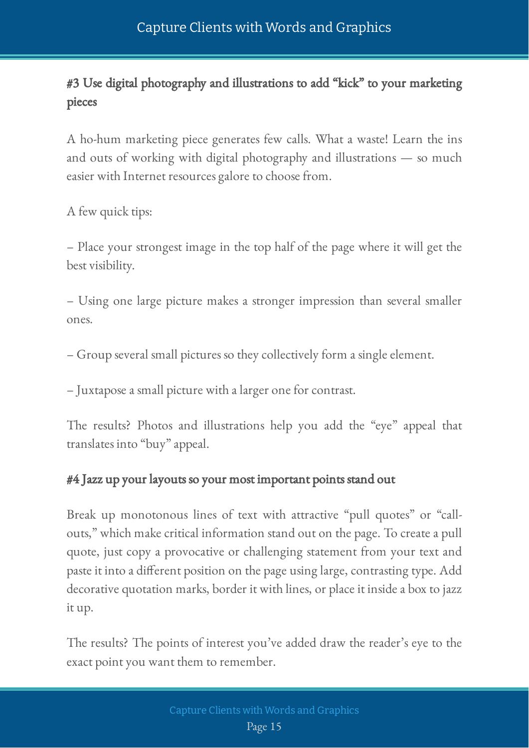## #3 Use digital photography and illustrations to add "kick" to your marketing pieces

A ho-hum marketing piece generates few calls. What a waste! Learn the ins and outs of working with digital photography and illustrations — so much easier with Internet resources galore to choose from.

A few quick tips:

– Place your strongest image in the top half of the page where it will get the best visibility.

– Using one large picture makes a stronger impression than several smaller ones.

– Group several small pictures so they collectively form a single element.

– Juxtapose a small picture with a larger one for contrast.

The results? Photos and illustrations help you add the "eye" appeal that translates into "buy" appeal.

## #4 Jazz up your layouts so your most important points stand out

Break up monotonous lines of text with attractive "pull quotes" or "call-outs," which make critical information stand out on the page. To create a pull quote, just copy a provocative or challenging statement from your text and paste it into a different position on the page using large, contrasting type. Add decorative quotation marks, border it with lines, or place it inside a box to jazz it up.

The results? The points of interest you've added draw the reader's eye to the exact point you want them to remember.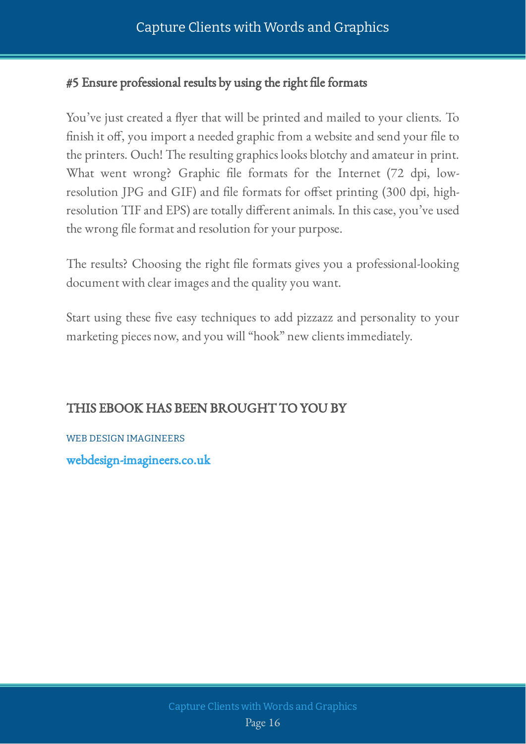## #5 Ensure professional results by using the right file formats

You've just created a flyer that will be printed and mailed to your clients. To finish it off, you import a needed graphic from a website and send your file to the printers. Ouch! The resulting graphics looks blotchy and amateur in print. What went wrong? Graphic file formats for the Internet (72 dpi, low-resolution JPG and GIF) and file formats for offset printing (300 dpi, high-resolution TIF and EPS) are totally different animals. In this case, you've used the wrong file format and resolution for your purpose.

The results? Choosing the right file formats gives you a professional-looking document with clear images and the quality you want.

Start using these five easy techniques to add pizzazz and personality to your marketing pieces now, and you will "hook" new clients immediately.

## THIS EBOOK HAS BEEN BROUGHT TO YOU BY

WEB DESIGN IMAGINEERS

webdesign-imagineers.co.uk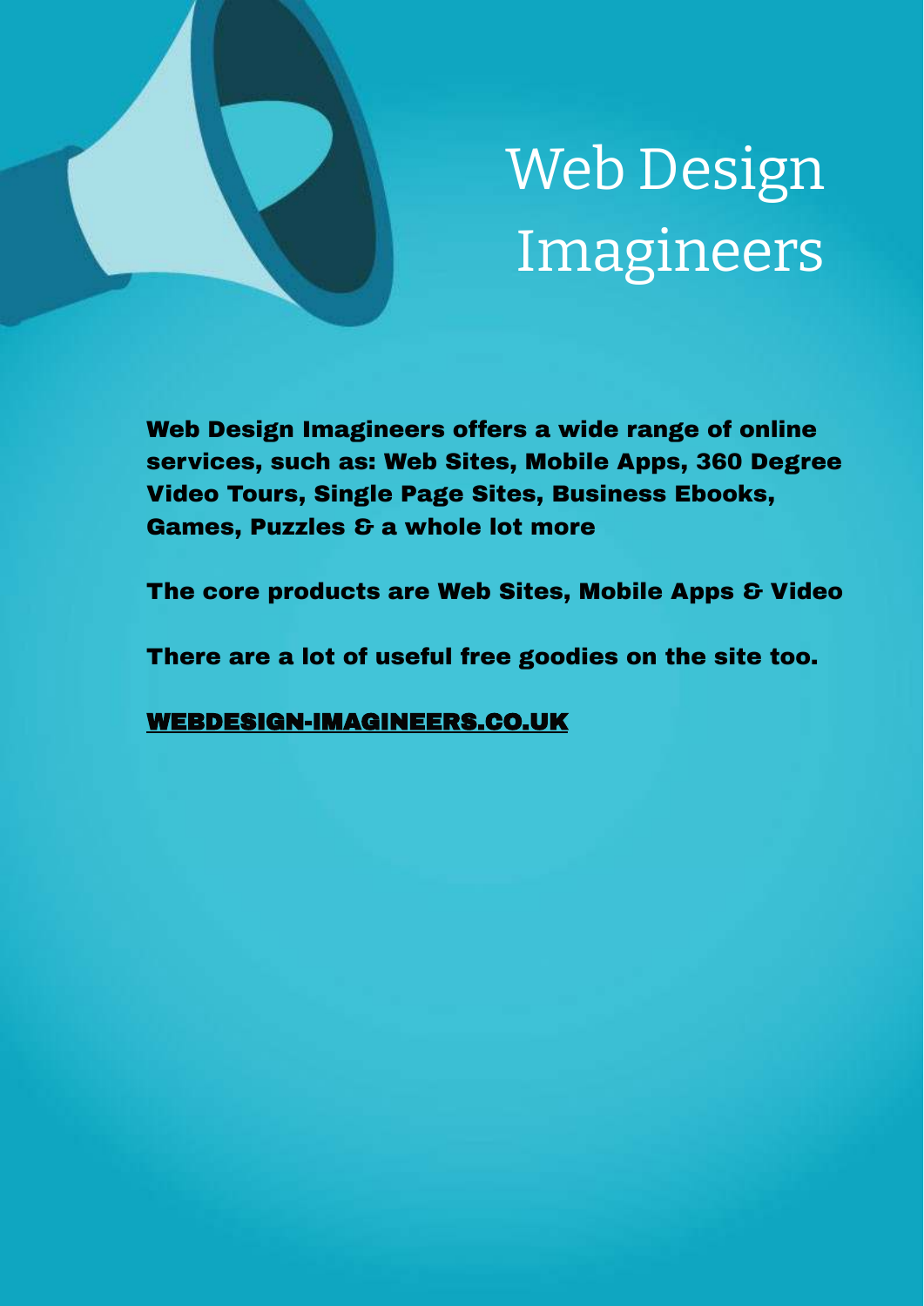# Web Design Imagineers

**Web Design Imagineers offers a wide range of online services, such as: Web Sites, Mobile Apps, 360 Degree Video Tours, Single Page Sites, Business Ebooks, Games, Puzzles & a whole lot more**

**The core products are Web Sites, Mobile Apps & Video**

**There are a lot of useful free goodies on the site too.**

**WEBDESIGN-IMAGINEERS.CO.UK**